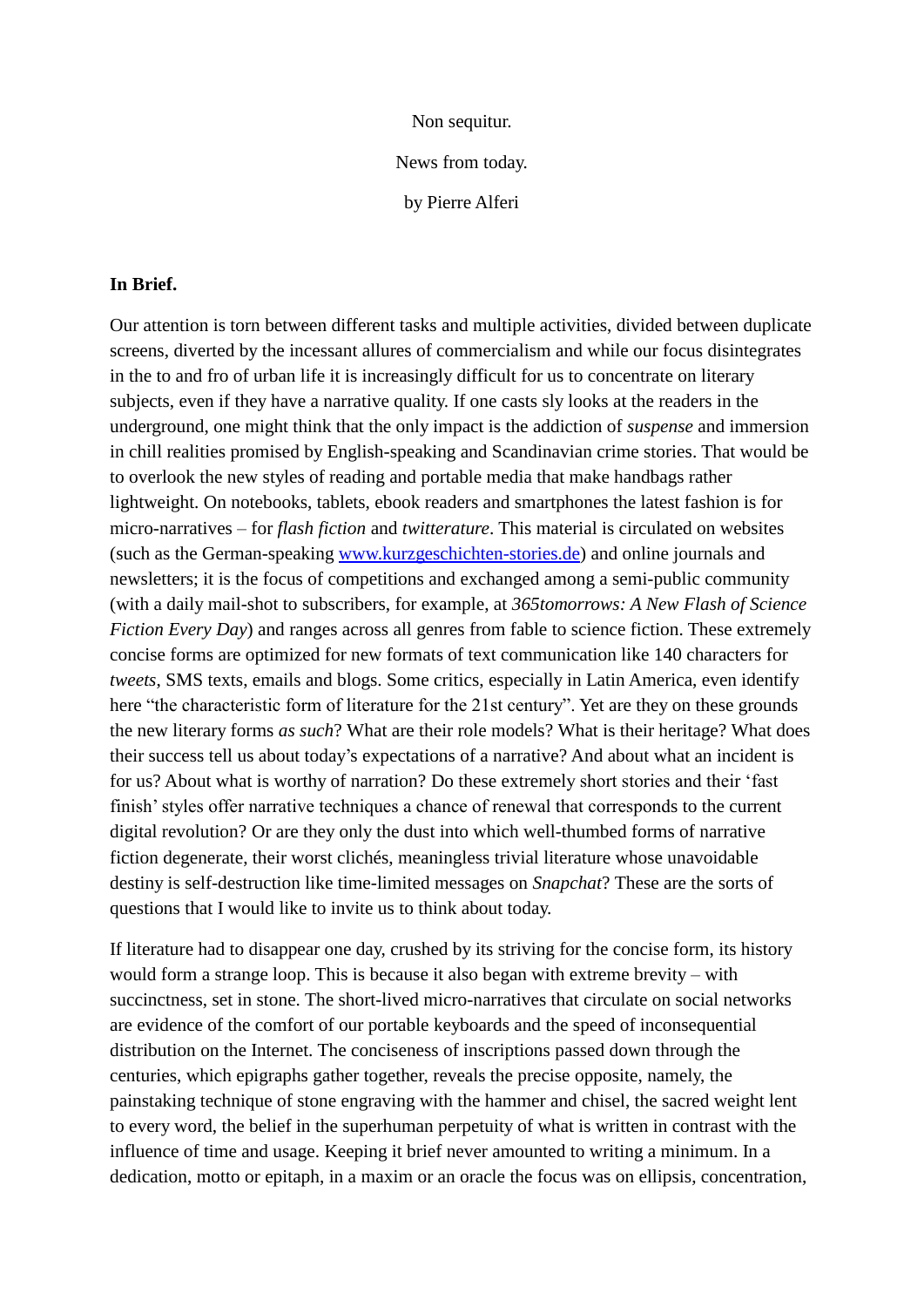Non sequitur.

News from today.

by Pierre Alferi

**In Brief.**

Our attention is torn between different tasks and multiple activities, divided between duplicate screens, diverted by the incessant allures of commercialism and while our focus disintegrates in the to and fro of urban life it is increasingly difficult for us to concentrate on literary subjects, even if they have a narrative quality. If one casts sly looks at the readers in the underground, one might think that the only impact is the addiction of *suspense* and immersion in chill realities promised by English-speaking and Scandinavian crime stories. That would be to overlook the new styles of reading and portable media that make handbags rather lightweight. On notebooks, tablets, ebook readers and smartphones the latest fashion is for micro-narratives – for *flash fiction* and *twitterature*. This material is circulated on websites (such as the German-speaking [www.kurzgeschichten-stories.de](http://www.kurzgeschichten-stories.de)) and online journals and newsletters; it is the focus of competitions and exchanged among a semi-public community (with a daily mail-shot to subscribers, for example, at *365tomorrows: A New Flash of Science Fiction Every Day*) and ranges across all genres from fable to science fiction. These extremely concise forms are optimized for new formats of text communication like 140 characters for *tweets*, SMS texts, emails and blogs. Some critics, especially in Latin America, even identify here "the characteristic form of literature for the 21st century". Yet are they on these grounds the new literary forms *as such*? What are their role models? What is their heritage? What does their success tell us about today's expectations of a narrative? And about what an incident is for us? About what is worthy of narration? Do these extremely short stories and their 'fast finish' styles offer narrative techniques a chance of renewal that corresponds to the current digital revolution? Or are they only the dust into which well-thumbed forms of narrative fiction degenerate, their worst clichés, meaningless trivial literature whose unavoidable destiny is self-destruction like time-limited messages on *Snapchat*? These are the sorts of questions that I would like to invite us to think about today.

If literature had to disappear one day, crushed by its striving for the concise form, its history would form a strange loop. This is because it also began with extreme brevity – with succinctness, set in stone. The short-lived micro-narratives that circulate on social networks are evidence of the comfort of our portable keyboards and the speed of inconsequential distribution on the Internet. The conciseness of inscriptions passed down through the centuries, which epigraphs gather together, reveals the precise opposite, namely, the painstaking technique of stone engraving with the hammer and chisel, the sacred weight lent to every word, the belief in the superhuman perpetuity of what is written in contrast with the influence of time and usage. Keeping it brief never amounted to writing a minimum. In a dedication, motto or epitaph, in a maxim or an oracle the focus was on ellipsis, concentration,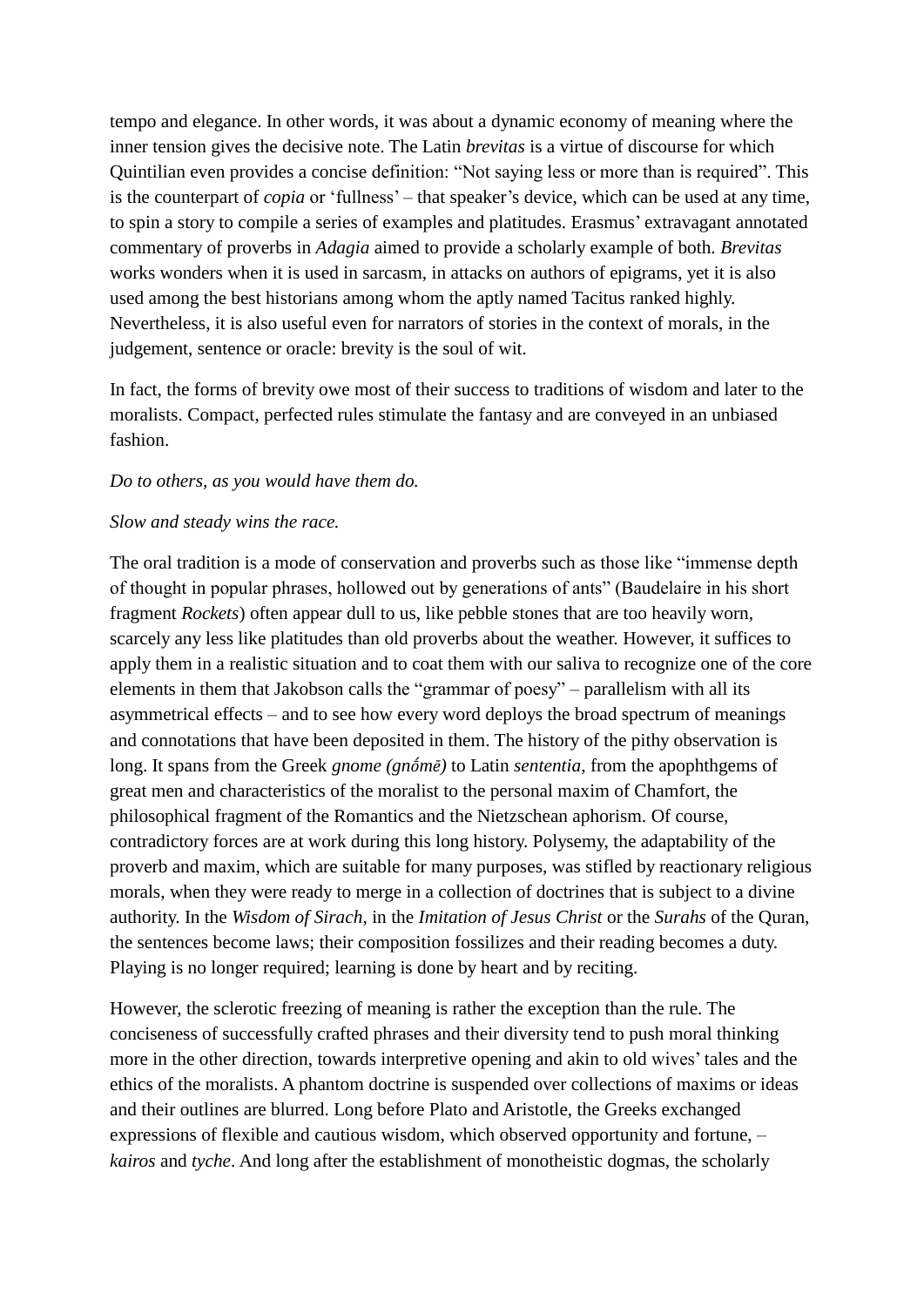tempo and elegance. In other words, it was about a dynamic economy of meaning where the inner tension gives the decisive note. The Latin *brevitas* is a virtue of discourse for which Quintilian even provides a concise definition: “Not saying less or more than is required”. This is the counterpart of *copia* or ‘fullness’ – that speaker’s device, which can be used at any time, to spin a story to compile a series of examples and platitudes. Erasmus’ extravagant annotated commentary of proverbs in *Adagia* aimed to provide a scholarly example of both. *Brevitas* works wonders when it is used in sarcasm, in attacks on authors of epigrams, yet it is also used among the best historians among whom the aptly named Tacitus ranked highly. Nevertheless, it is also useful even for narrators of stories in the context of morals, in the judgement, sentence or oracle: brevity is the soul of wit.

In fact, the forms of brevity owe most of their success to traditions of wisdom and later to the moralists. Compact, perfected rules stimulate the fantasy and are conveyed in an unbiased fashion.

*Do to others, as you would have them do.*

*Slow and steady wins the race.*

The oral tradition is a mode of conservation and proverbs such as those like “immense depth of thought in popular phrases, hollowed out by generations of ants” (Baudelaire in his short fragment *Rockets*) often appear dull to us, like pebble stones that are too heavily worn, scarcely any less like platitudes than old proverbs about the weather. However, it suffices to apply them in a realistic situation and to coat them with our saliva to recognize one of the core elements in them that Jakobson calls the “grammar of poesy” – parallelism with all its asymmetrical effects – and to see how every word deploys the broad spectrum of meanings and connotations that have been deposited in them. The history of the pithy observation is long. It spans from the Greek *gnome (gnṓmē)* to Latin *sententia*, from the apophthgems of great men and characteristics of the moralist to the personal maxim of Chamfort, the philosophical fragment of the Romantics and the Nietzschean aphorism. Of course, contradictory forces are at work during this long history. Polysemy, the adaptability of the proverb and maxim, which are suitable for many purposes, was stifled by reactionary religious morals, when they were ready to merge in a collection of doctrines that is subject to a divine authority. In the *Wisdom of Sirach*, in the *Imitation of Jesus Christ* or the *Surahs* of the Quran, the sentences become laws; their composition fossilizes and their reading becomes a duty. Playing is no longer required; learning is done by heart and by reciting.

However, the sclerotic freezing of meaning is rather the exception than the rule. The conciseness of successfully crafted phrases and their diversity tend to push moral thinking more in the other direction, towards interpretive opening and akin to old wives’ tales and the ethics of the moralists. A phantom doctrine is suspended over collections of maxims or ideas and their outlines are blurred. Long before Plato and Aristotle, the Greeks exchanged expressions of flexible and cautious wisdom, which observed opportunity and fortune, – *kairos* and *tyche*. And long after the establishment of monotheistic dogmas, the scholarly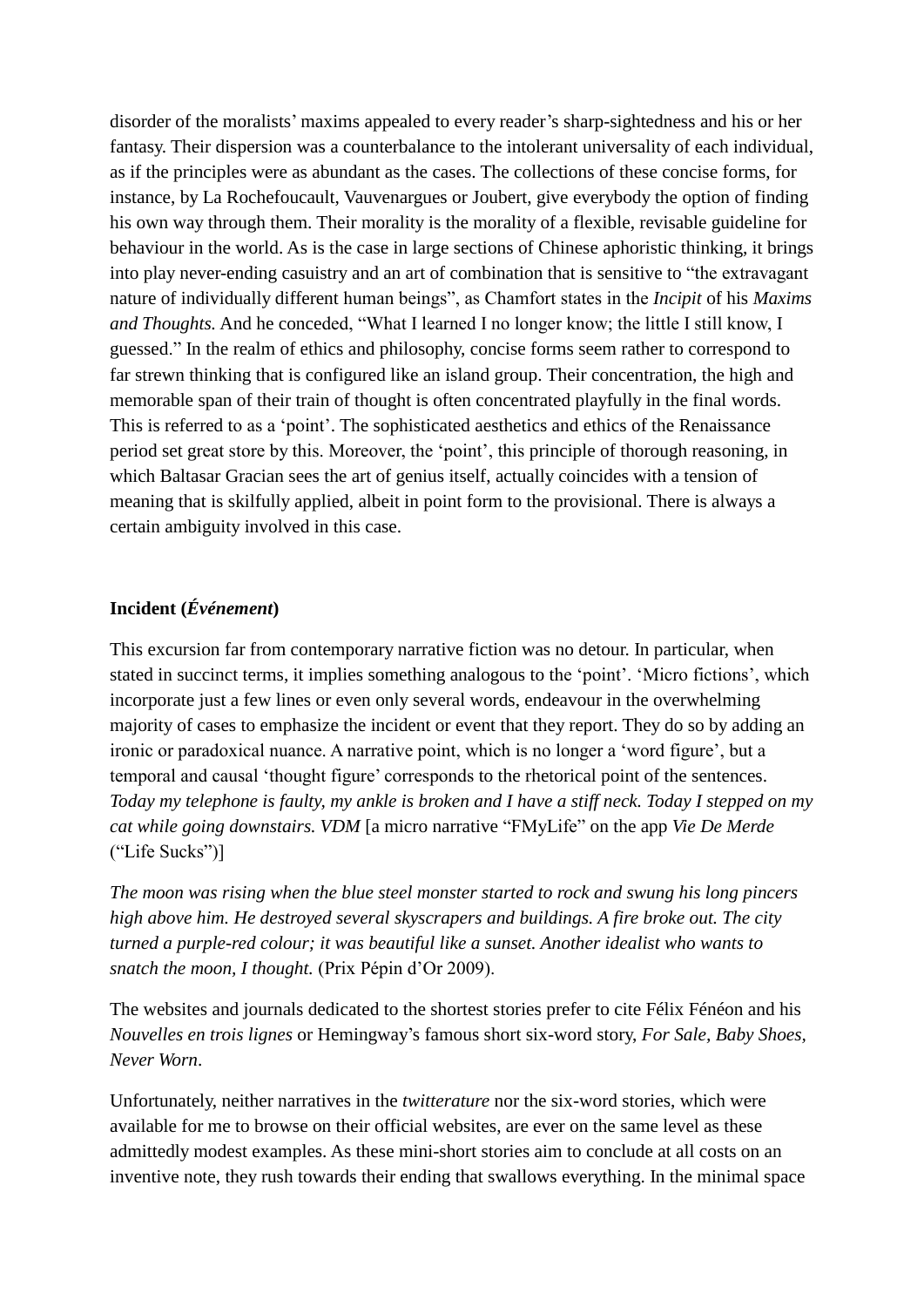disorder of the moralists' maxims appealed to every reader's sharp-sightedness and his or her fantasy. Their dispersion was a counterbalance to the intolerant universality of each individual, as if the principles were as abundant as the cases. The collections of these concise forms, for instance, by La Rochefoucault, Vauvenargues or Joubert, give everybody the option of finding his own way through them. Their morality is the morality of a flexible, revisable guideline for behaviour in the world. As is the case in large sections of Chinese aphoristic thinking, it brings into play never-ending casuistry and an art of combination that is sensitive to "the extravagant nature of individually different human beings", as Chamfort states in the *Incipit* of his *Maxims and Thoughts.* And he conceded, "What I learned I no longer know; the little I still know, I guessed." In the realm of ethics and philosophy, concise forms seem rather to correspond to far strewn thinking that is configured like an island group. Their concentration, the high and memorable span of their train of thought is often concentrated playfully in the final words. This is referred to as a 'point'. The sophisticated aesthetics and ethics of the Renaissance period set great store by this. Moreover, the 'point', this principle of thorough reasoning, in which Baltasar Gracian sees the art of genius itself, actually coincides with a tension of meaning that is skilfully applied, albeit in point form to the provisional. There is always a certain ambiguity involved in this case.

**Incident (*Événement*)**

This excursion far from contemporary narrative fiction was no detour. In particular, when stated in succinct terms, it implies something analogous to the 'point'. 'Micro fictions', which incorporate just a few lines or even only several words, endeavour in the overwhelming majority of cases to emphasize the incident or event that they report. They do so by adding an ironic or paradoxical nuance. A narrative point, which is no longer a 'word figure', but a temporal and causal 'thought figure' corresponds to the rhetorical point of the sentences. *Today my telephone is faulty, my ankle is broken and I have a stiff neck. Today I stepped on my cat while going downstairs. VDM* [a micro narrative "FMyLife" on the app *Vie De Merde* ("Life Sucks")]

*The moon was rising when the blue steel monster started to rock and swung his long pincers high above him. He destroyed several skyscrapers and buildings. A fire broke out. The city turned a purple-red colour; it was beautiful like a sunset. Another idealist who wants to snatch the moon, I thought.* (Prix Pépin d'Or 2009).

The websites and journals dedicated to the shortest stories prefer to cite Félix Fénéon and his *Nouvelles en trois lignes* or Hemingway's famous short six-word story, *For Sale, Baby Shoes, Never Worn*.

Unfortunately, neither narratives in the *twitterature* nor the six-word stories, which were available for me to browse on their official websites, are ever on the same level as these admittedly modest examples. As these mini-short stories aim to conclude at all costs on an inventive note, they rush towards their ending that swallows everything. In the minimal space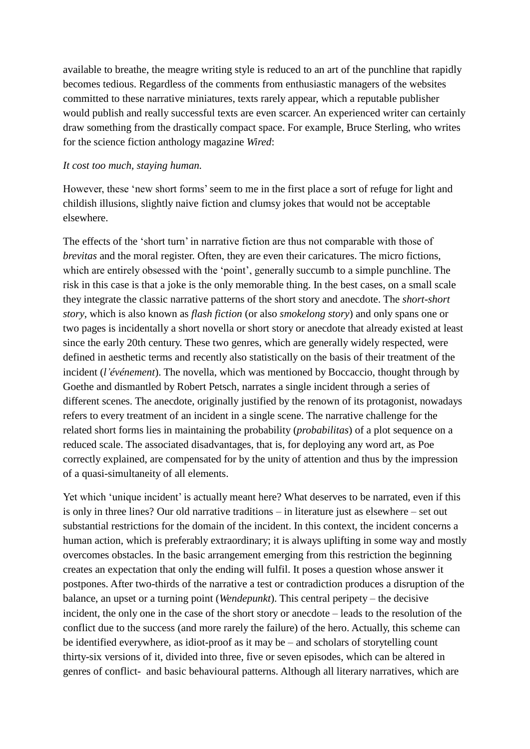available to breathe, the meagre writing style is reduced to an art of the punchline that rapidly becomes tedious. Regardless of the comments from enthusiastic managers of the websites committed to these narrative miniatures, texts rarely appear, which a reputable publisher would publish and really successful texts are even scarcer. An experienced writer can certainly draw something from the drastically compact space. For example, Bruce Sterling, who writes for the science fiction anthology magazine *Wired*:

*It cost too much, staying human.*

However, these 'new short forms' seem to me in the first place a sort of refuge for light and childish illusions, slightly naive fiction and clumsy jokes that would not be acceptable elsewhere.

The effects of the 'short turn' in narrative fiction are thus not comparable with those of *brevitas* and the moral register. Often, they are even their caricatures. The micro fictions, which are entirely obsessed with the 'point', generally succumb to a simple punchline. The risk in this case is that a joke is the only memorable thing. In the best cases, on a small scale they integrate the classic narrative patterns of the short story and anecdote. The *short-short story*, which is also known as *flash fiction* (or also *smokelong story*) and only spans one or two pages is incidentally a short novella or short story or anecdote that already existed at least since the early 20th century. These two genres, which are generally widely respected, were defined in aesthetic terms and recently also statistically on the basis of their treatment of the incident (*l'événement*). The novella, which was mentioned by Boccaccio, thought through by Goethe and dismantled by Robert Petsch, narrates a single incident through a series of different scenes. The anecdote, originally justified by the renown of its protagonist, nowadays refers to every treatment of an incident in a single scene. The narrative challenge for the related short forms lies in maintaining the probability (*probabilitas*) of a plot sequence on a reduced scale. The associated disadvantages, that is, for deploying any word art, as Poe correctly explained, are compensated for by the unity of attention and thus by the impression of a quasi-simultaneity of all elements.

Yet which 'unique incident' is actually meant here? What deserves to be narrated, even if this is only in three lines? Our old narrative traditions – in literature just as elsewhere – set out substantial restrictions for the domain of the incident. In this context, the incident concerns a human action, which is preferably extraordinary; it is always uplifting in some way and mostly overcomes obstacles. In the basic arrangement emerging from this restriction the beginning creates an expectation that only the ending will fulfil. It poses a question whose answer it postpones. After two-thirds of the narrative a test or contradiction produces a disruption of the balance, an upset or a turning point (*Wendepunkt*). This central peripety – the decisive incident, the only one in the case of the short story or anecdote – leads to the resolution of the conflict due to the success (and more rarely the failure) of the hero. Actually, this scheme can be identified everywhere, as idiot-proof as it may be – and scholars of storytelling count thirty-six versions of it, divided into three, five or seven episodes, which can be altered in genres of conflict- and basic behavioural patterns. Although all literary narratives, which are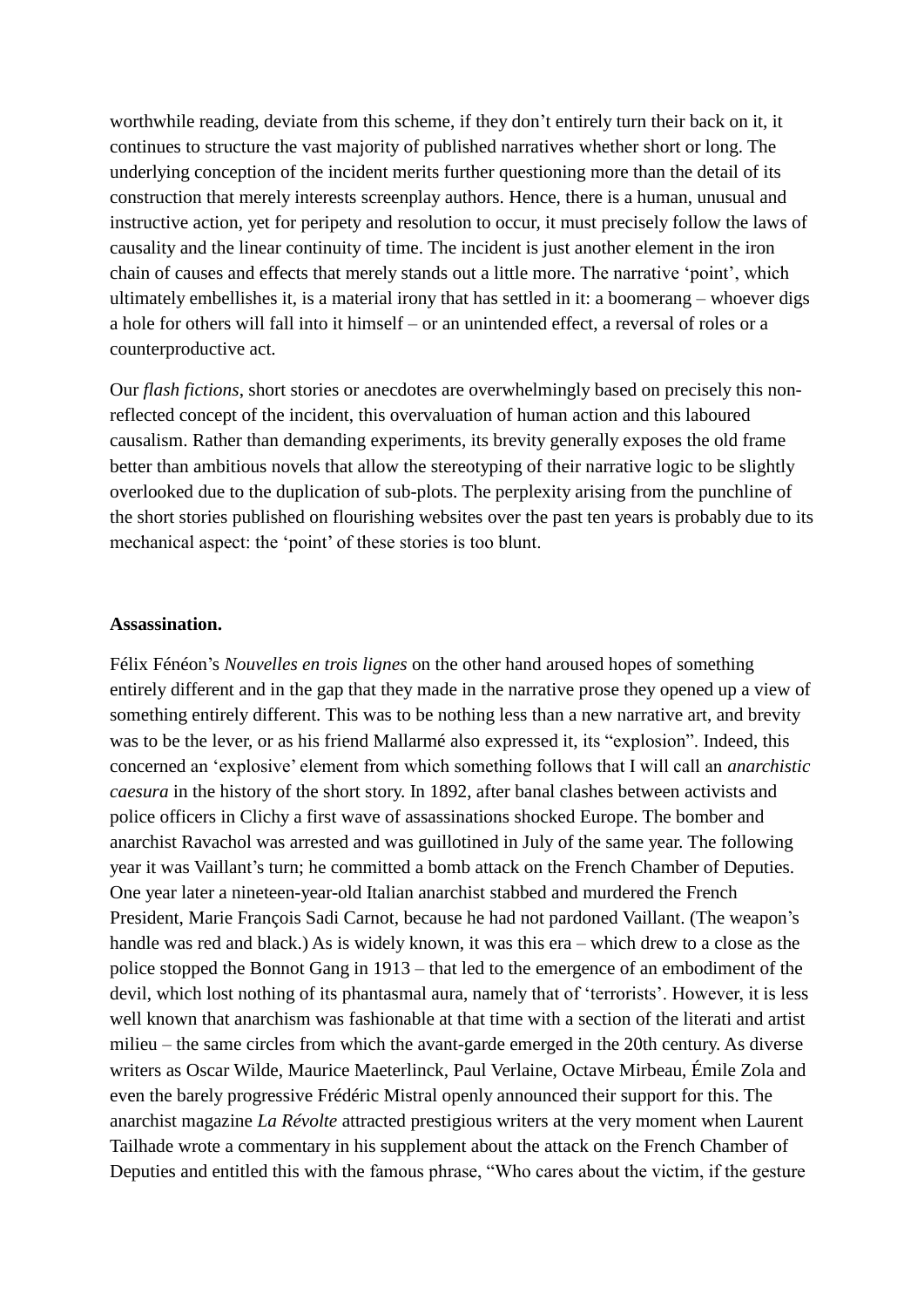worthwhile reading, deviate from this scheme, if they don't entirely turn their back on it, it continues to structure the vast majority of published narratives whether short or long. The underlying conception of the incident merits further questioning more than the detail of its construction that merely interests screenplay authors. Hence, there is a human, unusual and instructive action, yet for peripety and resolution to occur, it must precisely follow the laws of causality and the linear continuity of time. The incident is just another element in the iron chain of causes and effects that merely stands out a little more. The narrative 'point', which ultimately embellishes it, is a material irony that has settled in it: a boomerang – whoever digs a hole for others will fall into it himself – or an unintended effect, a reversal of roles or a counterproductive act.

Our *flash fictions*, short stories or anecdotes are overwhelmingly based on precisely this non-reflected concept of the incident, this overvaluation of human action and this laboured causalism. Rather than demanding experiments, its brevity generally exposes the old frame better than ambitious novels that allow the stereotyping of their narrative logic to be slightly overlooked due to the duplication of sub-plots. The perplexity arising from the punchline of the short stories published on flourishing websites over the past ten years is probably due to its mechanical aspect: the 'point' of these stories is too blunt.

**Assassination.**

Félix Fénéon's *Nouvelles en trois lignes* on the other hand aroused hopes of something entirely different and in the gap that they made in the narrative prose they opened up a view of something entirely different. This was to be nothing less than a new narrative art, and brevity was to be the lever, or as his friend Mallarmé also expressed it, its "explosion". Indeed, this concerned an 'explosive' element from which something follows that I will call an *anarchistic caesura* in the history of the short story. In 1892, after banal clashes between activists and police officers in Clichy a first wave of assassinations shocked Europe. The bomber and anarchist Ravachol was arrested and was guillotined in July of the same year. The following year it was Vaillant's turn; he committed a bomb attack on the French Chamber of Deputies. One year later a nineteen-year-old Italian anarchist stabbed and murdered the French President, Marie François Sadi Carnot, because he had not pardoned Vaillant. (The weapon's handle was red and black.) As is widely known, it was this era – which drew to a close as the police stopped the Bonnot Gang in 1913 – that led to the emergence of an embodiment of the devil, which lost nothing of its phantasmal aura, namely that of 'terrorists'. However, it is less well known that anarchism was fashionable at that time with a section of the literati and artist milieu – the same circles from which the avant-garde emerged in the 20th century. As diverse writers as Oscar Wilde, Maurice Maeterlinck, Paul Verlaine, Octave Mirbeau, Émile Zola and even the barely progressive Frédéric Mistral openly announced their support for this. The anarchist magazine *La Révolte* attracted prestigious writers at the very moment when Laurent Tailhade wrote a commentary in his supplement about the attack on the French Chamber of Deputies and entitled this with the famous phrase, "Who cares about the victim, if the gesture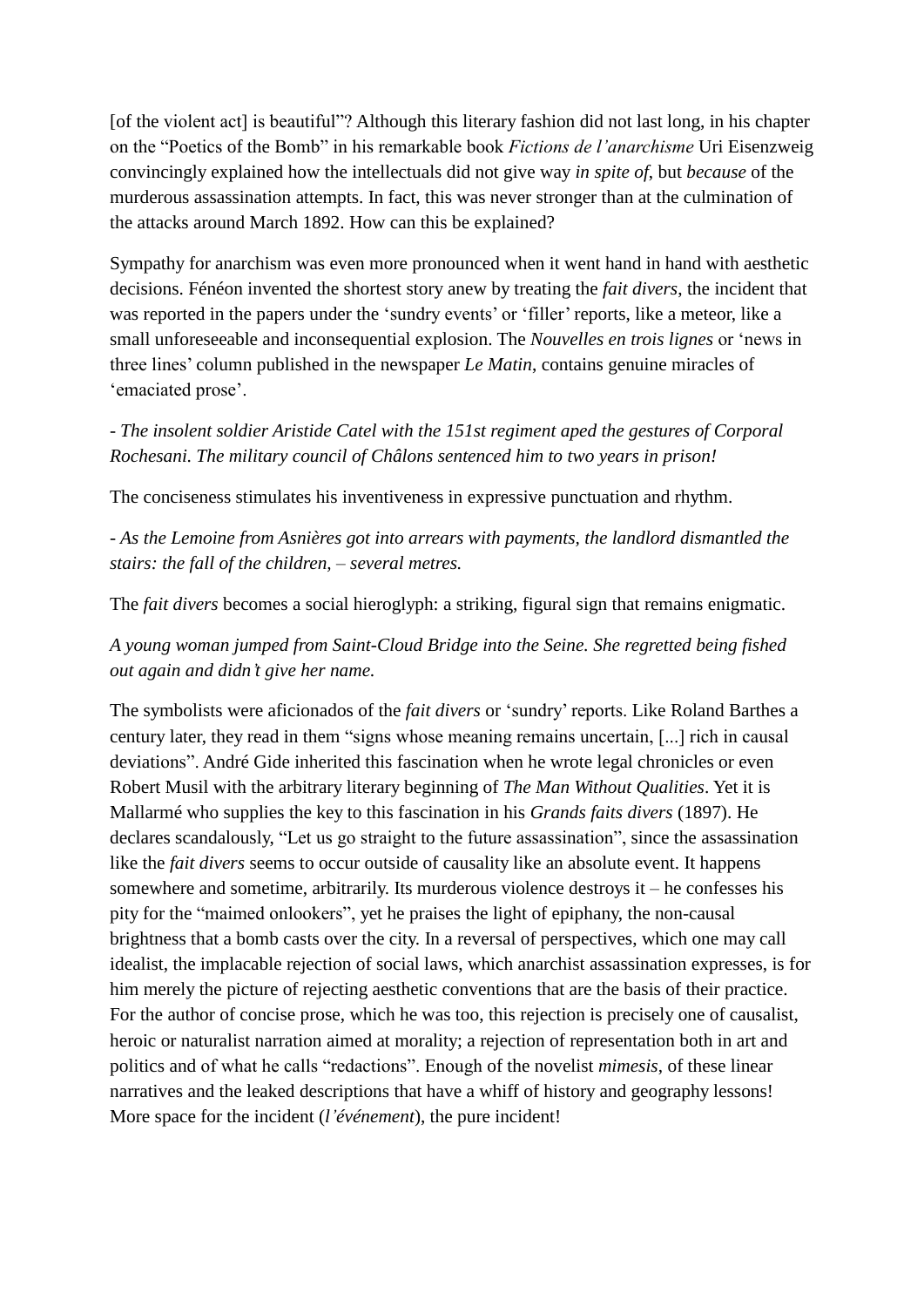[of the violent act] is beautiful"? Although this literary fashion did not last long, in his chapter on the "Poetics of the Bomb" in his remarkable book *Fictions de l'anarchisme* Uri Eisenzweig convincingly explained how the intellectuals did not give way *in spite of*, but *because* of the murderous assassination attempts. In fact, this was never stronger than at the culmination of the attacks around March 1892. How can this be explained?

Sympathy for anarchism was even more pronounced when it went hand in hand with aesthetic decisions. Fénéon invented the shortest story anew by treating the *fait divers*, the incident that was reported in the papers under the 'sundry events' or 'filler' reports, like a meteor, like a small unforeseeable and inconsequential explosion. The *Nouvelles en trois lignes* or 'news in three lines' column published in the newspaper *Le Matin*, contains genuine miracles of 'emaciated prose'.

- *The insolent soldier Aristide Catel with the 151st regiment aped the gestures of Corporal Rochesani. The military council of Châlons sentenced him to two years in prison!*

The conciseness stimulates his inventiveness in expressive punctuation and rhythm.

- *As the Lemoine from Asnières got into arrears with payments, the landlord dismantled the stairs: the fall of the children, – several metres.*

The *fait divers* becomes a social hieroglyph: a striking, figural sign that remains enigmatic.

*A young woman jumped from Saint-Cloud Bridge into the Seine. She regretted being fished out again and didn't give her name.*

The symbolists were aficionados of the *fait divers* or 'sundry' reports. Like Roland Barthes a century later, they read in them "signs whose meaning remains uncertain, [...] rich in causal deviations". André Gide inherited this fascination when he wrote legal chronicles or even Robert Musil with the arbitrary literary beginning of *The Man Without Qualities*. Yet it is Mallarmé who supplies the key to this fascination in his *Grands faits divers* (1897). He declares scandalously, "Let us go straight to the future assassination", since the assassination like the *fait divers* seems to occur outside of causality like an absolute event. It happens somewhere and sometime, arbitrarily. Its murderous violence destroys it – he confesses his pity for the "maimed onlookers", yet he praises the light of epiphany, the non-causal brightness that a bomb casts over the city. In a reversal of perspectives, which one may call idealist, the implacable rejection of social laws, which anarchist assassination expresses, is for him merely the picture of rejecting aesthetic conventions that are the basis of their practice. For the author of concise prose, which he was too, this rejection is precisely one of causalist, heroic or naturalist narration aimed at morality; a rejection of representation both in art and politics and of what he calls "redactions". Enough of the novelist *mimesis*, of these linear narratives and the leaked descriptions that have a whiff of history and geography lessons! More space for the incident (*l'événement*), the pure incident!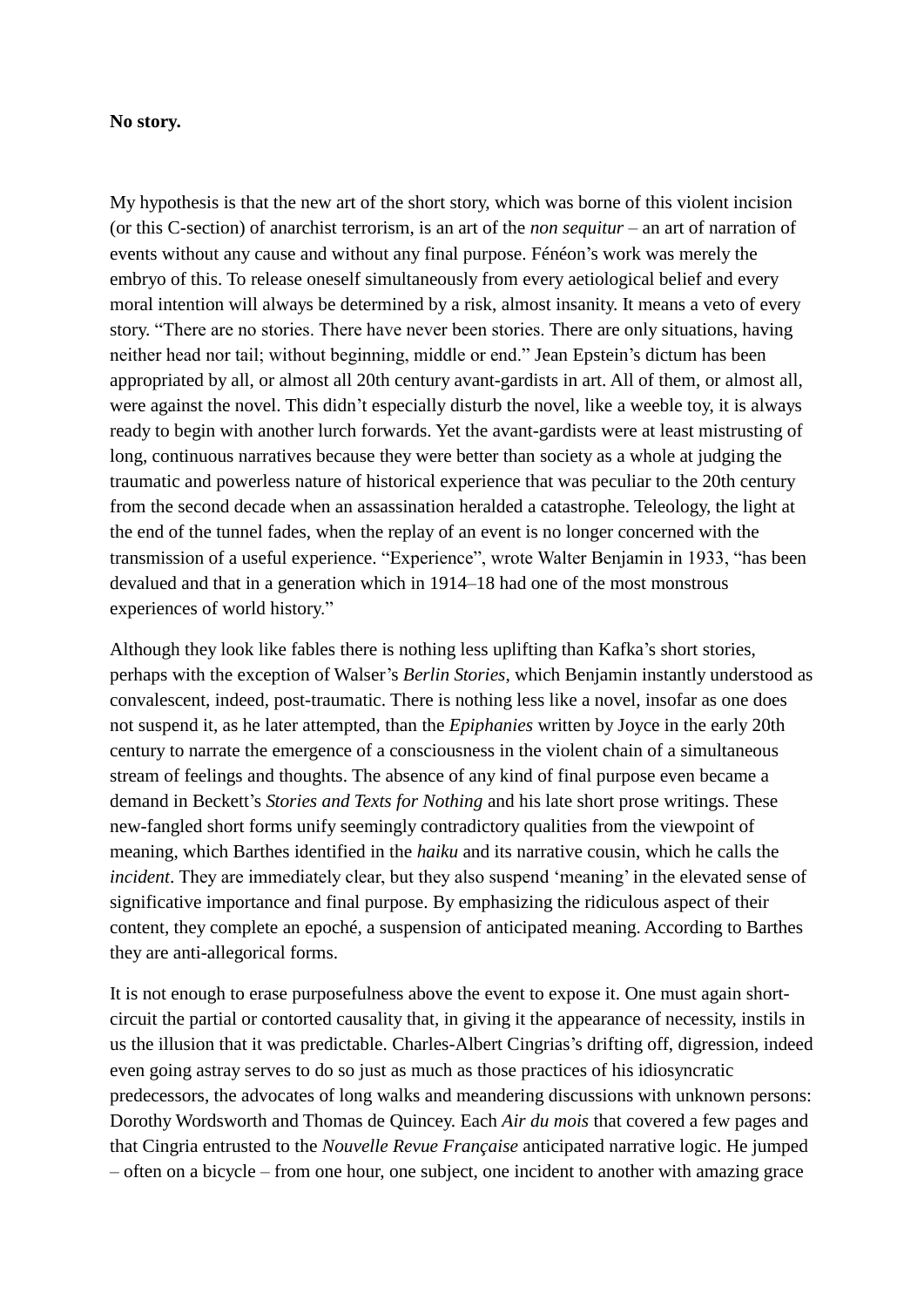**No story.**

My hypothesis is that the new art of the short story, which was borne of this violent incision (or this C-section) of anarchist terrorism, is an art of the *non sequitur* – an art of narration of events without any cause and without any final purpose. Fénéon's work was merely the embryo of this. To release oneself simultaneously from every aetiological belief and every moral intention will always be determined by a risk, almost insanity. It means a veto of every story. "There are no stories. There have never been stories. There are only situations, having neither head nor tail; without beginning, middle or end." Jean Epstein's dictum has been appropriated by all, or almost all 20th century avant-gardists in art. All of them, or almost all, were against the novel. This didn't especially disturb the novel, like a weeble toy, it is always ready to begin with another lurch forwards. Yet the avant-gardists were at least mistrusting of long, continuous narratives because they were better than society as a whole at judging the traumatic and powerless nature of historical experience that was peculiar to the 20th century from the second decade when an assassination heralded a catastrophe. Teleology, the light at the end of the tunnel fades, when the replay of an event is no longer concerned with the transmission of a useful experience. "Experience", wrote Walter Benjamin in 1933, "has been devalued and that in a generation which in 1914–18 had one of the most monstrous experiences of world history."

Although they look like fables there is nothing less uplifting than Kafka's short stories, perhaps with the exception of Walser's *Berlin Stories*, which Benjamin instantly understood as convalescent, indeed, post-traumatic. There is nothing less like a novel, insofar as one does not suspend it, as he later attempted, than the *Epiphanies* written by Joyce in the early 20th century to narrate the emergence of a consciousness in the violent chain of a simultaneous stream of feelings and thoughts. The absence of any kind of final purpose even became a demand in Beckett's *Stories and Texts for Nothing* and his late short prose writings. These new-fangled short forms unify seemingly contradictory qualities from the viewpoint of meaning, which Barthes identified in the *haiku* and its narrative cousin, which he calls the *incident*. They are immediately clear, but they also suspend 'meaning' in the elevated sense of significative importance and final purpose. By emphasizing the ridiculous aspect of their content, they complete an epoché, a suspension of anticipated meaning. According to Barthes they are anti-allegorical forms.

It is not enough to erase purposefulness above the event to expose it. One must again short-circuit the partial or contorted causality that, in giving it the appearance of necessity, instils in us the illusion that it was predictable. Charles-Albert Cingrias's drifting off, digression, indeed even going astray serves to do so just as much as those practices of his idiosyncratic predecessors, the advocates of long walks and meandering discussions with unknown persons: Dorothy Wordsworth and Thomas de Quincey. Each *Air du mois* that covered a few pages and that Cingria entrusted to the *Nouvelle Revue Française* anticipated narrative logic. He jumped – often on a bicycle – from one hour, one subject, one incident to another with amazing grace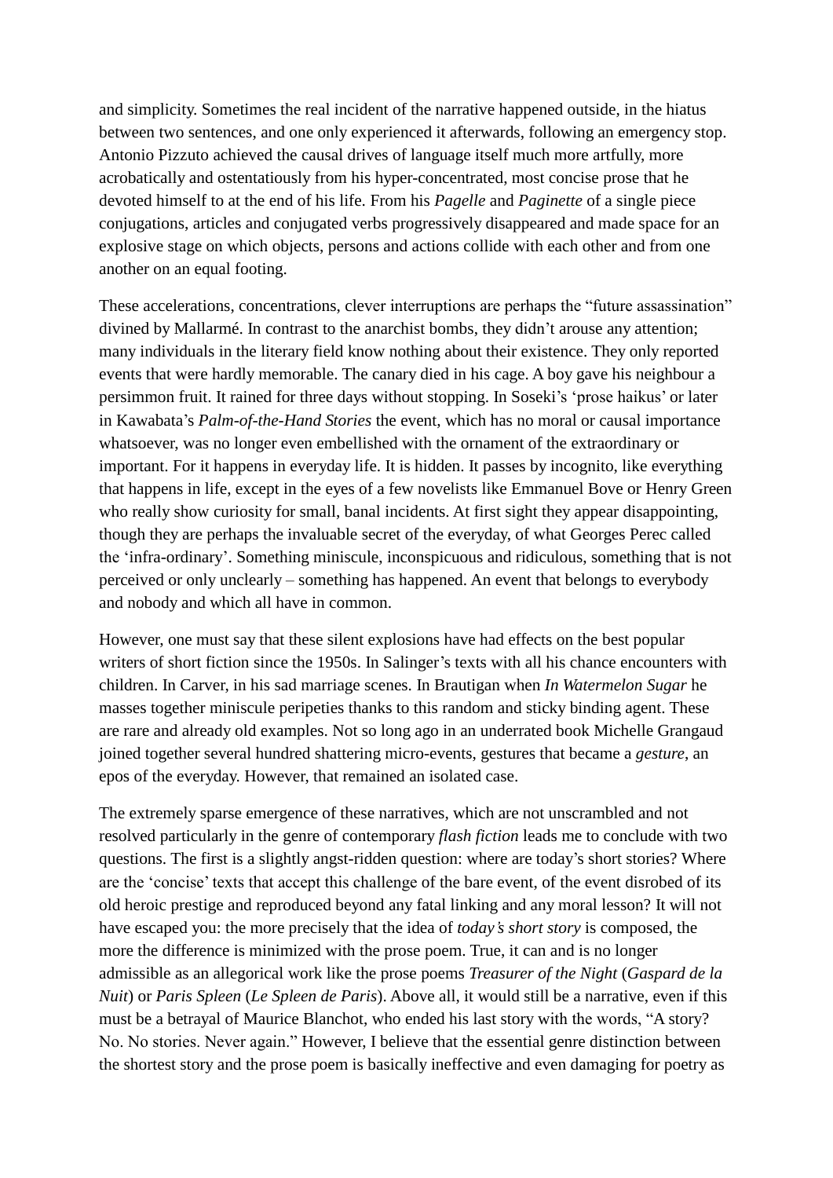and simplicity. Sometimes the real incident of the narrative happened outside, in the hiatus between two sentences, and one only experienced it afterwards, following an emergency stop. Antonio Pizzuto achieved the causal drives of language itself much more artfully, more acrobatically and ostentatiously from his hyper-concentrated, most concise prose that he devoted himself to at the end of his life. From his *Pagelle* and *Paginette* of a single piece conjugations, articles and conjugated verbs progressively disappeared and made space for an explosive stage on which objects, persons and actions collide with each other and from one another on an equal footing.

These accelerations, concentrations, clever interruptions are perhaps the “future assassination” divined by Mallarmé. In contrast to the anarchist bombs, they didn’t arouse any attention; many individuals in the literary field know nothing about their existence. They only reported events that were hardly memorable. The canary died in his cage. A boy gave his neighbour a persimmon fruit. It rained for three days without stopping. In Soseki’s ‘prose haikus’ or later in Kawabata’s *Palm-of-the-Hand Stories* the event, which has no moral or causal importance whatsoever, was no longer even embellished with the ornament of the extraordinary or important. For it happens in everyday life. It is hidden. It passes by incognito, like everything that happens in life, except in the eyes of a few novelists like Emmanuel Bove or Henry Green who really show curiosity for small, banal incidents. At first sight they appear disappointing, though they are perhaps the invaluable secret of the everyday, of what Georges Perec called the ‘infra-ordinary’. Something miniscule, inconspicuous and ridiculous, something that is not perceived or only unclearly – something has happened. An event that belongs to everybody and nobody and which all have in common.

However, one must say that these silent explosions have had effects on the best popular writers of short fiction since the 1950s. In Salinger’s texts with all his chance encounters with children. In Carver, in his sad marriage scenes. In Brautigan when *In Watermelon Sugar* he masses together miniscule peripeties thanks to this random and sticky binding agent. These are rare and already old examples. Not so long ago in an underrated book Michelle Grangaud joined together several hundred shattering micro-events, gestures that became a *gesture*, an epos of the everyday. However, that remained an isolated case.

The extremely sparse emergence of these narratives, which are not unscrambled and not resolved particularly in the genre of contemporary *flash fiction* leads me to conclude with two questions. The first is a slightly angst-ridden question: where are today’s short stories? Where are the ‘concise’ texts that accept this challenge of the bare event, of the event disrobed of its old heroic prestige and reproduced beyond any fatal linking and any moral lesson? It will not have escaped you: the more precisely that the idea of *today’s short story* is composed, the more the difference is minimized with the prose poem. True, it can and is no longer admissible as an allegorical work like the prose poems *Treasurer of the Night* (*Gaspard de la Nuit*) or *Paris Spleen* (*Le Spleen de Paris*). Above all, it would still be a narrative, even if this must be a betrayal of Maurice Blanchot, who ended his last story with the words, “A story? No. No stories. Never again.” However, I believe that the essential genre distinction between the shortest story and the prose poem is basically ineffective and even damaging for poetry as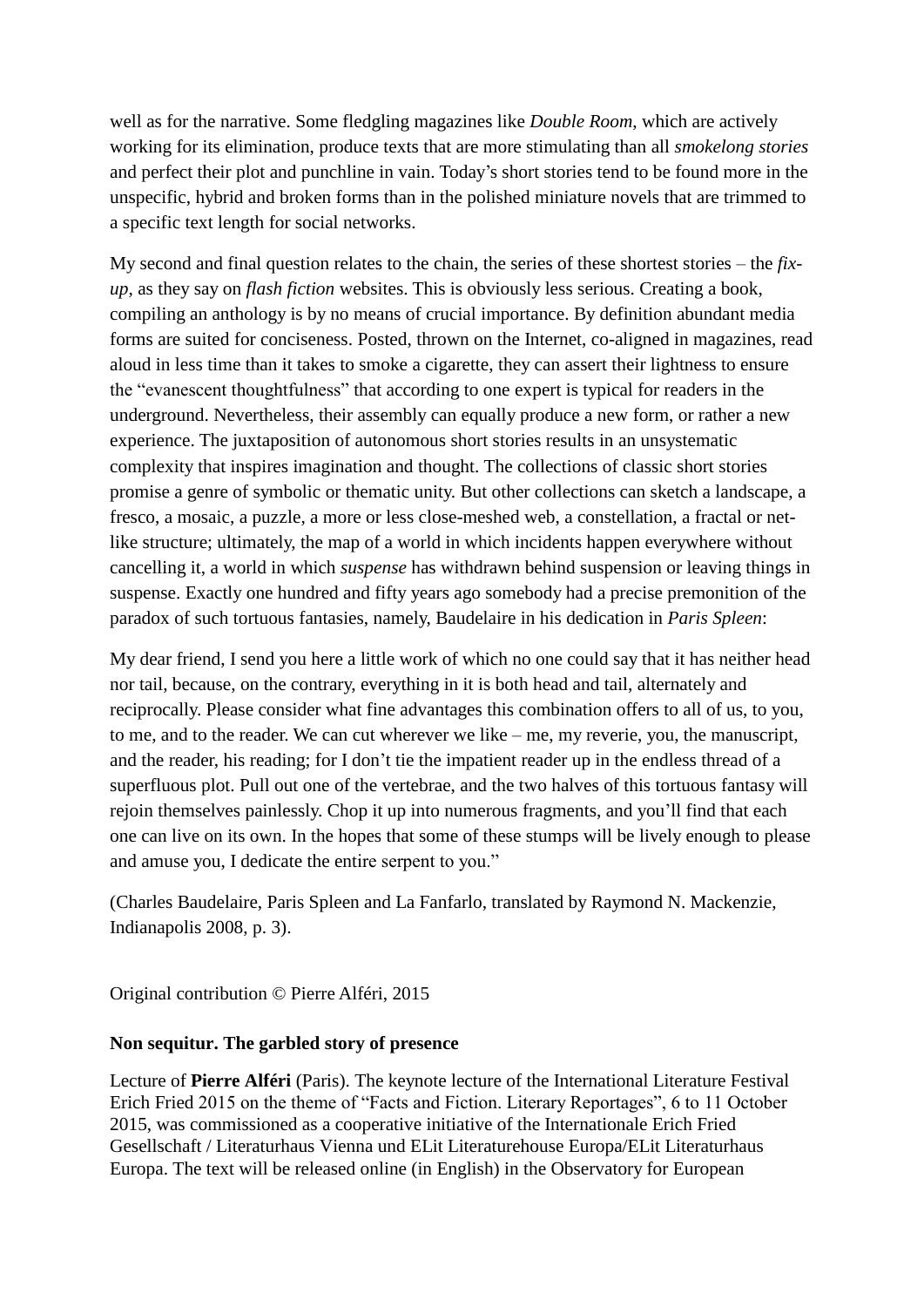well as for the narrative. Some fledgling magazines like *Double Room*, which are actively working for its elimination, produce texts that are more stimulating than all *smokelong stories* and perfect their plot and punchline in vain. Today's short stories tend to be found more in the unspecific, hybrid and broken forms than in the polished miniature novels that are trimmed to a specific text length for social networks.

My second and final question relates to the chain, the series of these shortest stories – the *fix-up*, as they say on *flash fiction* websites. This is obviously less serious. Creating a book, compiling an anthology is by no means of crucial importance. By definition abundant media forms are suited for conciseness. Posted, thrown on the Internet, co-aligned in magazines, read aloud in less time than it takes to smoke a cigarette, they can assert their lightness to ensure the "evanescent thoughtfulness" that according to one expert is typical for readers in the underground. Nevertheless, their assembly can equally produce a new form, or rather a new experience. The juxtaposition of autonomous short stories results in an unsystematic complexity that inspires imagination and thought. The collections of classic short stories promise a genre of symbolic or thematic unity. But other collections can sketch a landscape, a fresco, a mosaic, a puzzle, a more or less close-meshed web, a constellation, a fractal or net-like structure; ultimately, the map of a world in which incidents happen everywhere without cancelling it, a world in which *suspense* has withdrawn behind suspension or leaving things in suspense. Exactly one hundred and fifty years ago somebody had a precise premonition of the paradox of such tortuous fantasies, namely, Baudelaire in his dedication in *Paris Spleen*:

My dear friend, I send you here a little work of which no one could say that it has neither head nor tail, because, on the contrary, everything in it is both head and tail, alternately and reciprocally. Please consider what fine advantages this combination offers to all of us, to you, to me, and to the reader. We can cut wherever we like – me, my reverie, you, the manuscript, and the reader, his reading; for I don't tie the impatient reader up in the endless thread of a superfluous plot. Pull out one of the vertebrae, and the two halves of this tortuous fantasy will rejoin themselves painlessly. Chop it up into numerous fragments, and you'll find that each one can live on its own. In the hopes that some of these stumps will be lively enough to please and amuse you, I dedicate the entire serpent to you."

(Charles Baudelaire, Paris Spleen and La Fanfarlo, translated by Raymond N. Mackenzie, Indianapolis 2008, p. 3).

Original contribution © Pierre Alféri, 2015

**Non sequitur. The garbled story of presence**

Lecture of **Pierre Alféri** (Paris). The keynote lecture of the International Literature Festival Erich Fried 2015 on the theme of "Facts and Fiction. Literary Reportages", 6 to 11 October 2015, was commissioned as a cooperative initiative of the Internationale Erich Fried Gesellschaft / Literaturhaus Vienna und ELit Literaturehouse Europa/ELit Literaturhaus Europa. The text will be released online (in English) in the Observatory for European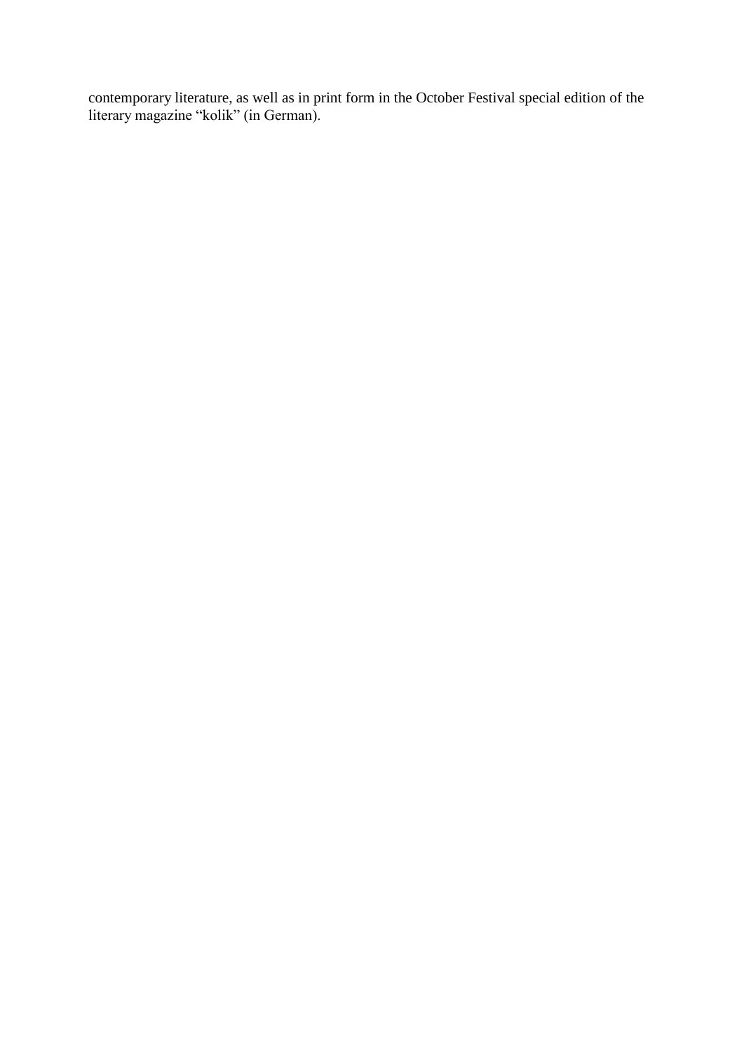contemporary literature, as well as in print form in the October Festival special edition of the literary magazine “kolik” (in German).